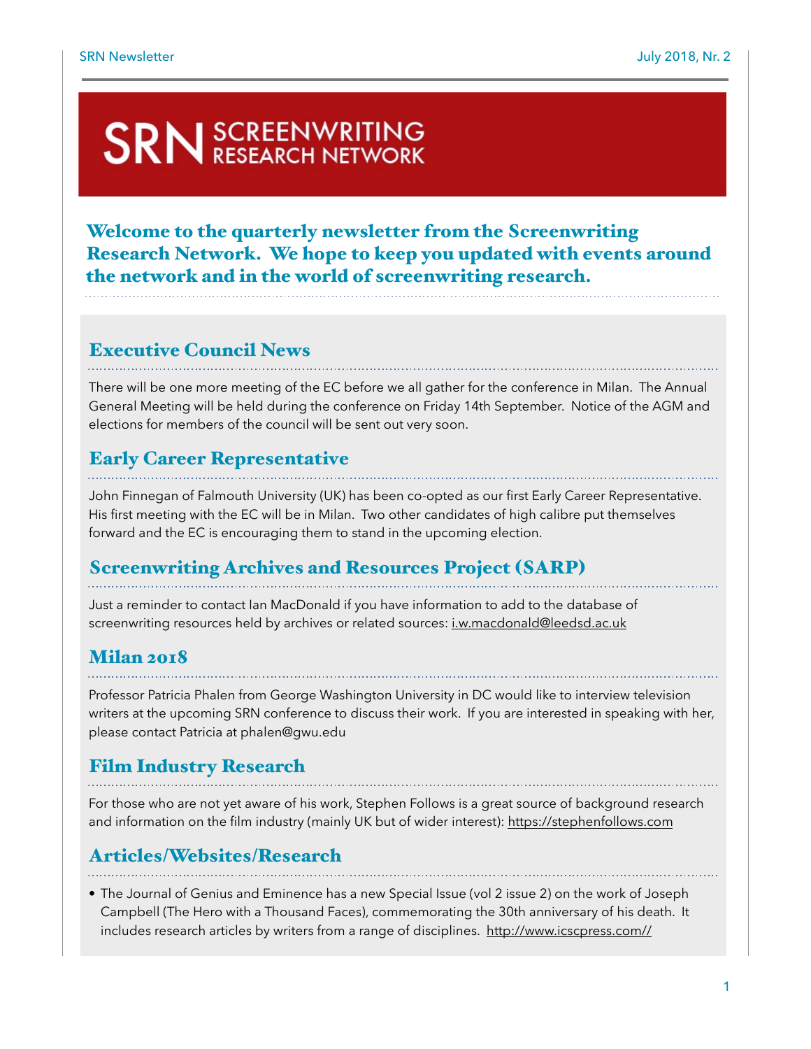# SRN SCREENWRITING RESEARCH NETWORK

**Welcome to the quarterly newsletter from the Screenwriting Research Network. We hope to keep you updated with events around the network and in the world of screenwriting research.**

## Executive Council News

There will be one more meeting of the EC before we all gather for the conference in Milan. The Annual General Meeting will be held during the conference on Friday 14th September. Notice of the AGM and elections for members of the council will be sent out very soon.

## Early Career Representative

John Finnegan of Falmouth University (UK) has been co-opted as our first Early Career Representative. His first meeting with the EC will be in Milan. Two other candidates of high calibre put themselves forward and the EC is encouraging them to stand in the upcoming election.

## Screenwriting Archives and Resources Project (SARP)

Just a reminder to contact Ian MacDonald if you have information to add to the database of screenwriting resources held by archives or related sources: i.w.macdonald@leedsd.ac.uk

## Milan 2018

Professor Patricia Phalen from George Washington University in DC would like to interview television writers at the upcoming SRN conference to discuss their work. If you are interested in speaking with her, please contact Patricia at phalen@gwu.edu

## Film Industry Research

For those who are not yet aware of his work, Stephen Follows is a great source of background research and information on the film industry (mainly UK but of wider interest): https://stephenfollows.com

## Articles/Websites/Research

- The Journal of Genius and Eminence has a new Special Issue (vol 2 issue 2) on the work of Joseph Campbell (The Hero with a Thousand Faces), commemorating the 30th anniversary of his death. It includes research articles by writers from a range of disciplines. http://www.icscpress.com//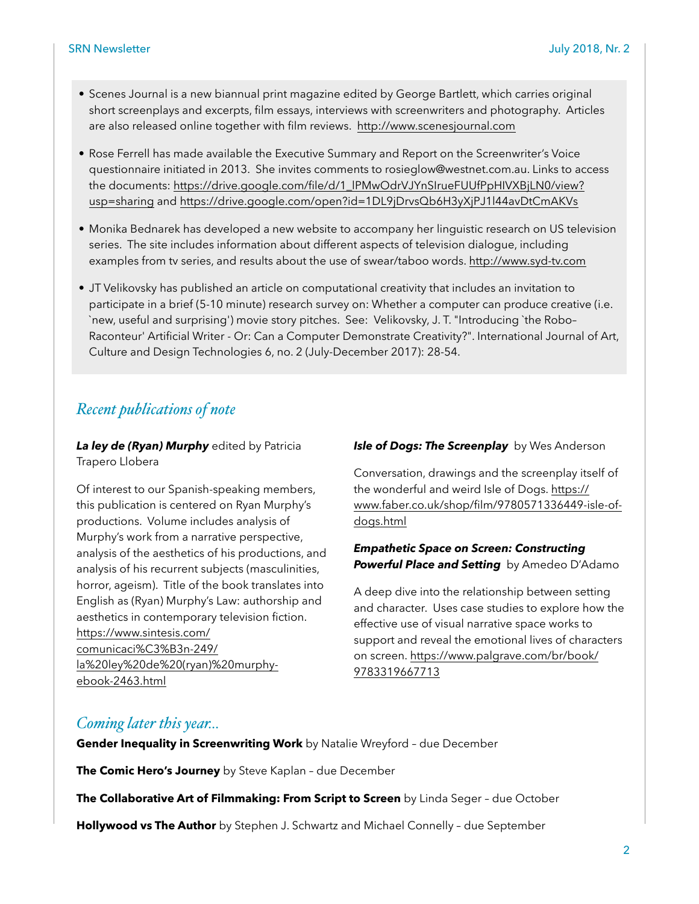- Scenes Journal is a new biannual print magazine edited by George Bartlett, which carries original short screenplays and excerpts, film essays, interviews with screenwriters and photography. Articles are also released online together with film reviews. http://www.scenesjournal.com

- Rose Ferrell has made available the Executive Summary and Report on the Screenwriter's Voice questionnaire initiated in 2013. She invites comments to rosieglow@westnet.com.au. Links to access the documents: https://drive.google.com/file/d/1_lPMwOdrVJYnSIrueFUUfPpHIVXBjLN0/view?usp=sharing and https://drive.google.com/open?id=1DL9jDrvsQb6H3yXjPJ1l44avDtCmAKVs

- Monika Bednarek has developed a new website to accompany her linguistic research on US television series. The site includes information about different aspects of television dialogue, including examples from tv series, and results about the use of swear/taboo words. http://www.syd-tv.com

- JT Velikovsky has published an article on computational creativity that includes an invitation to participate in a brief (5-10 minute) research survey on: Whether a computer can produce creative (i.e. `new, useful and surprising') movie story pitches. See: Velikovsky, J. T. "Introducing `the Robo–Raconteur' Artificial Writer - Or: Can a Computer Demonstrate Creativity?". International Journal of Art, Culture and Design Technologies 6, no. 2 (July-December 2017): 28-54.

## *Recent publications of note*

***La ley de (Ryan) Murphy*** edited by Patricia Trapero Llobera

Of interest to our Spanish-speaking members, this publication is centered on Ryan Murphy's productions. Volume includes analysis of Murphy's work from a narrative perspective, analysis of the aesthetics of his productions, and analysis of his recurrent subjects (masculinities, horror, ageism). Title of the book translates into English as (Ryan) Murphy's Law: authorship and aesthetics in contemporary television fiction. https://www.sintesis.com/comunicaci%C3%B3n-249/la%20ley%20de%20(ryan)%20murphy-ebook-2463.html

***Isle of Dogs: The Screenplay*** by Wes Anderson

Conversation, drawings and the screenplay itself of the wonderful and weird Isle of Dogs. https://www.faber.co.uk/shop/film/9780571336449-isle-of-dogs.html

***Empathetic Space on Screen: Constructing Powerful Place and Setting*** by Amedeo D'Adamo

A deep dive into the relationship between setting and character. Uses case studies to explore how the effective use of visual narrative space works to support and reveal the emotional lives of characters on screen. https://www.palgrave.com/br/book/9783319667713

## *Coming later this year...*

**Gender Inequality in Screenwriting Work** by Natalie Wreyford – due December

**The Comic Hero's Journey** by Steve Kaplan – due December

**The Collaborative Art of Filmmaking: From Script to Screen** by Linda Seger – due October

**Hollywood vs The Author** by Stephen J. Schwartz and Michael Connelly – due September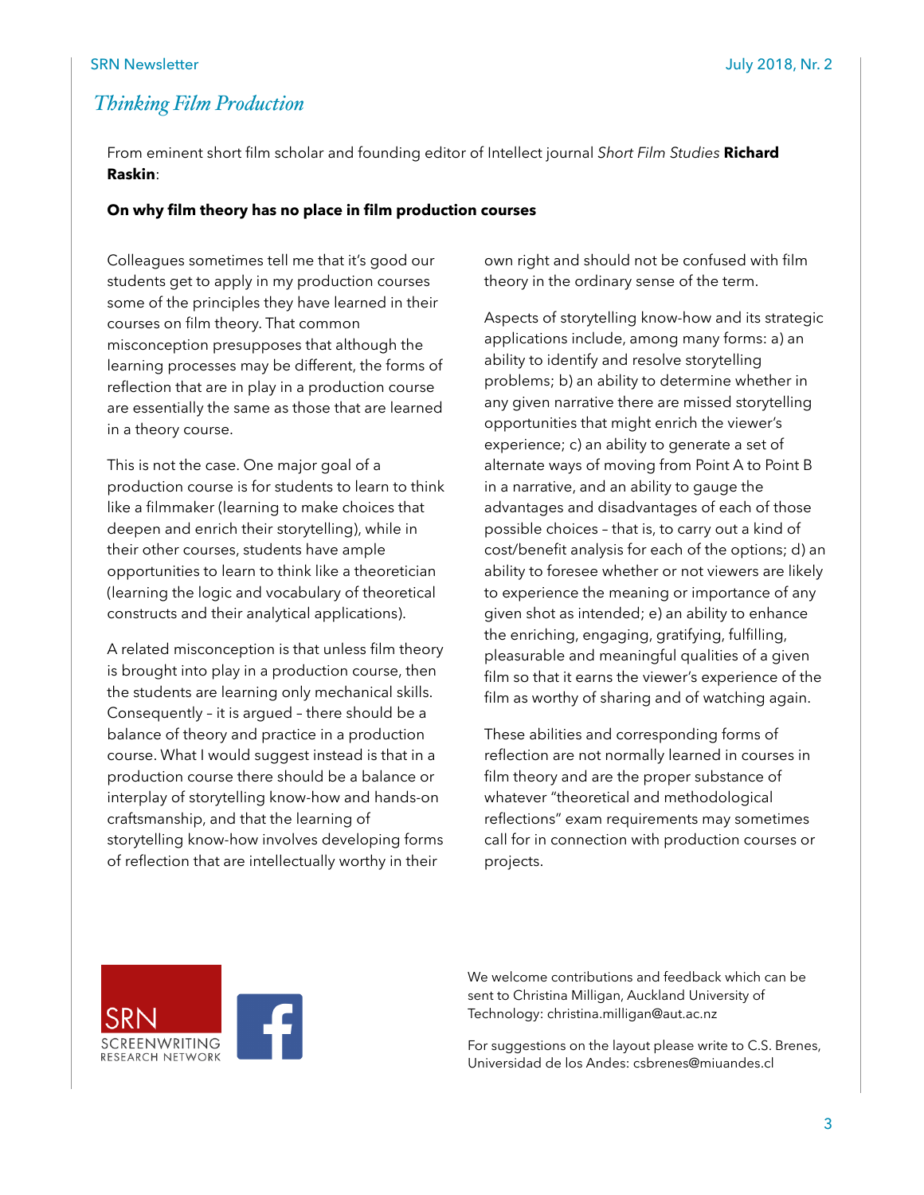## *Thinking Film Production*

From eminent short film scholar and founding editor of Intellect journal *Short Film Studies* **Richard Raskin**:

**On why film theory has no place in film production courses**

Colleagues sometimes tell me that it's good our students get to apply in my production courses some of the principles they have learned in their courses on film theory. That common misconception presupposes that although the learning processes may be different, the forms of reflection that are in play in a production course are essentially the same as those that are learned in a theory course.

This is not the case. One major goal of a production course is for students to learn to think like a filmmaker (learning to make choices that deepen and enrich their storytelling), while in their other courses, students have ample opportunities to learn to think like a theoretician (learning the logic and vocabulary of theoretical constructs and their analytical applications).

A related misconception is that unless film theory is brought into play in a production course, then the students are learning only mechanical skills. Consequently – it is argued – there should be a balance of theory and practice in a production course. What I would suggest instead is that in a production course there should be a balance or interplay of storytelling know-how and hands-on craftsmanship, and that the learning of storytelling know-how involves developing forms of reflection that are intellectually worthy in their own right and should not be confused with film theory in the ordinary sense of the term.

Aspects of storytelling know-how and its strategic applications include, among many forms: a) an ability to identify and resolve storytelling problems; b) an ability to determine whether in any given narrative there are missed storytelling opportunities that might enrich the viewer's experience; c) an ability to generate a set of alternate ways of moving from Point A to Point B in a narrative, and an ability to gauge the advantages and disadvantages of each of those possible choices – that is, to carry out a kind of cost/benefit analysis for each of the options; d) an ability to foresee whether or not viewers are likely to experience the meaning or importance of any given shot as intended; e) an ability to enhance the enriching, engaging, gratifying, fulfilling, pleasurable and meaningful qualities of a given film so that it earns the viewer's experience of the film as worthy of sharing and of watching again.

These abilities and corresponding forms of reflection are not normally learned in courses in film theory and are the proper substance of whatever "theoretical and methodological reflections" exam requirements may sometimes call for in connection with production courses or projects.

SRN SCREENWRITING RESEARCH NETWORK

We welcome contributions and feedback which can be sent to Christina Milligan, Auckland University of Technology: christina.milligan@aut.ac.nz

For suggestions on the layout please write to C.S. Brenes, Universidad de los Andes: csbrenes@miuandes.cl